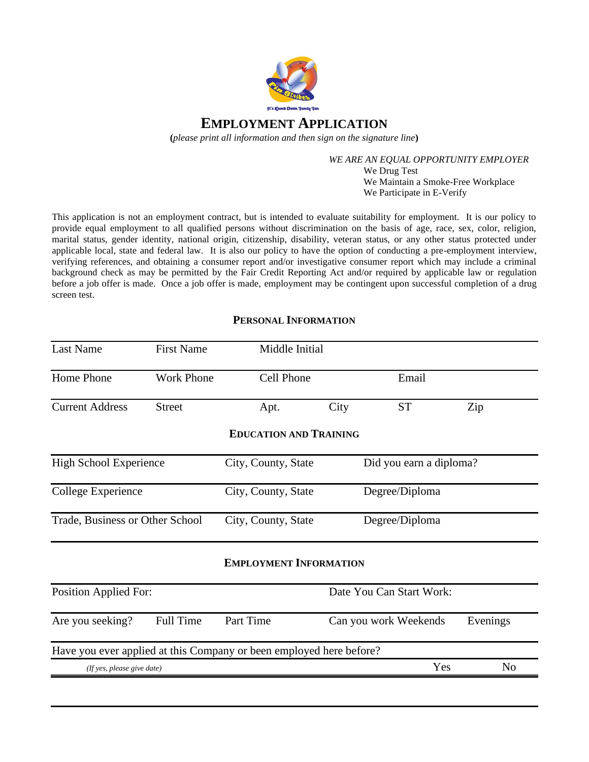# EMPLOYMENT APPLICATION

(*please print all information and then sign on the signature line*)

*WE ARE AN EQUAL OPPORTUNITY EMPLOYER*
We Drug Test
We Maintain a Smoke-Free Workplace
We Participate in E-Verify

This application is not an employment contract, but is intended to evaluate suitability for employment. It is our policy to provide equal employment to all qualified persons without discrimination on the basis of age, race, sex, color, religion, marital status, gender identity, national origin, citizenship, disability, veteran status, or any other status protected under applicable local, state and federal law. It is also our policy to have the option of conducting a pre-employment interview, verifying references, and obtaining a consumer report and/or investigative consumer report which may include a criminal background check as may be permitted by the Fair Credit Reporting Act and/or required by applicable law or regulation before a job offer is made. Once a job offer is made, employment may be contingent upon successful completion of a drug screen test.

## PERSONAL INFORMATION

| Last Name | First Name | Middle Initial | | | |
|---|---|---|---|---|---|
| Home Phone | Work Phone | Cell Phone | | Email | |
| Current Address | Street | Apt. | City | ST | Zip |

## EDUCATION AND TRAINING

| | | |
|---|---|---|
| High School Experience | City, County, State | Did you earn a diploma? |
| College Experience | City, County, State | Degree/Diploma |
| Trade, Business or Other School | City, County, State | Degree/Diploma |

## EMPLOYMENT INFORMATION

| | | | | |
|---|---|---|---|---|
| Position Applied For: | | | Date You Can Start Work: | |
| Are you seeking? | Full Time | Part Time | Can you work Weekends | Evenings |

Have you ever applied at this Company or been employed here before?

*(If yes, please give date)* Yes No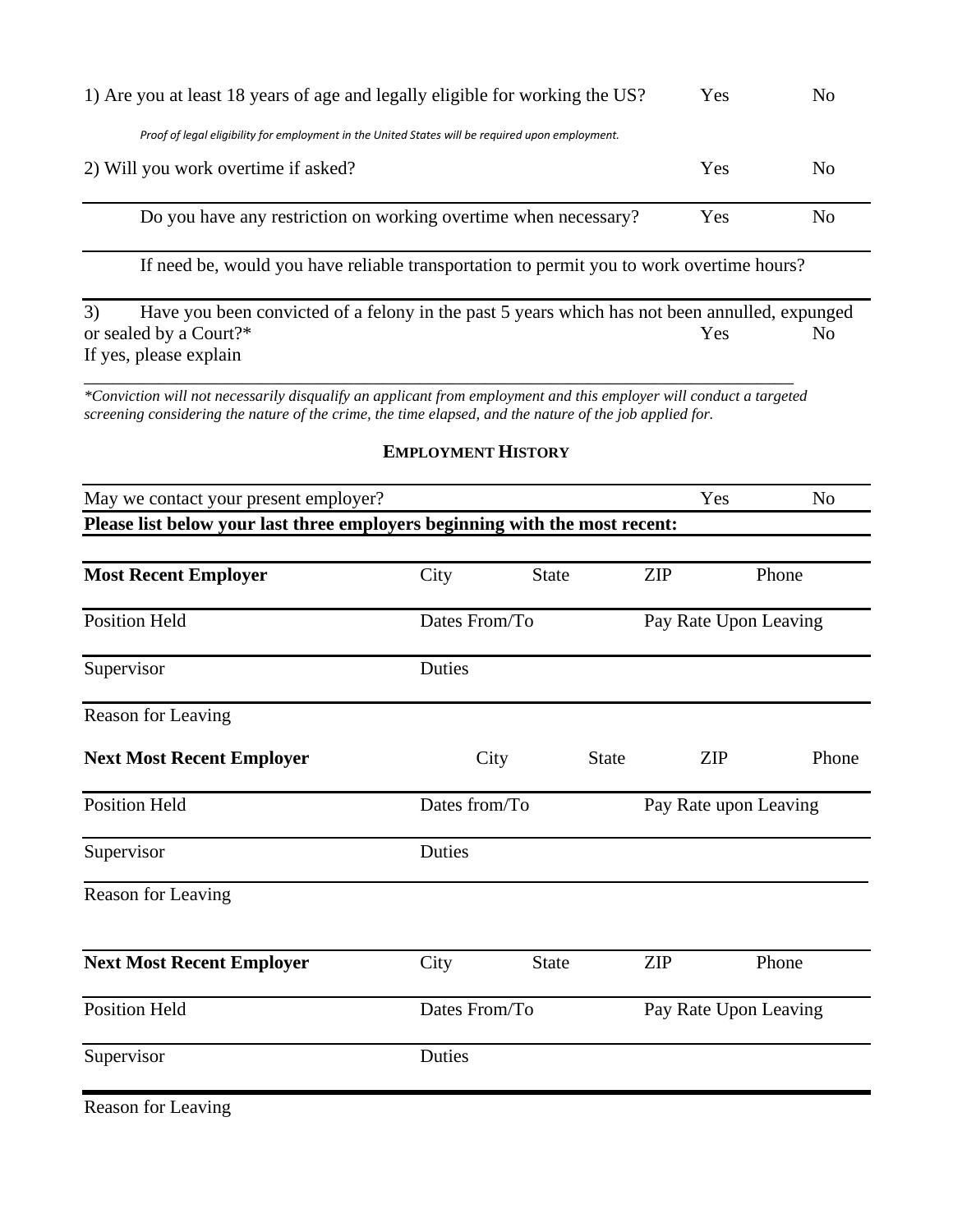| | | |
|---|---|---|
| 1) Are you at least 18 years of age and legally eligible for working the US? | Yes | No |

*Proof of legal eligibility for employment in the United States will be required upon employment.*

| | | |
|---|---|---|
| 2) Will you work overtime if asked? | Yes | No |
| Do you have any restriction on working overtime when necessary? | Yes | No |
| If need be, would you have reliable transportation to permit you to work overtime hours? | | |

3) Have you been convicted of a felony in the past 5 years which has not been annulled, expunged or sealed by a Court?* Yes No

If yes, please explain

______________________________________________________________________________

*\*Conviction will not necessarily disqualify an applicant from employment and this employer will conduct a targeted screening considering the nature of the crime, the time elapsed, and the nature of the job applied for.*

## EMPLOYMENT HISTORY

| | | |
|---|---|---|
| May we contact your present employer? | Yes | No |

**Please list below your last three employers beginning with the most recent:**

| | | | | |
|---|---|---|---|---|
| **Most Recent Employer** | City | State | ZIP | Phone |
| Position Held | Dates From/To | | Pay Rate Upon Leaving | |
| Supervisor | Duties | | | |
| Reason for Leaving | | | | |
| **Next Most Recent Employer** | City | State | ZIP | Phone |
| Position Held | Dates from/To | | Pay Rate upon Leaving | |
| Supervisor | Duties | | | |
| Reason for Leaving | | | | |
| **Next Most Recent Employer** | City | State | ZIP | Phone |
| Position Held | Dates From/To | | Pay Rate Upon Leaving | |
| Supervisor | Duties | | | |
| Reason for Leaving | | | | |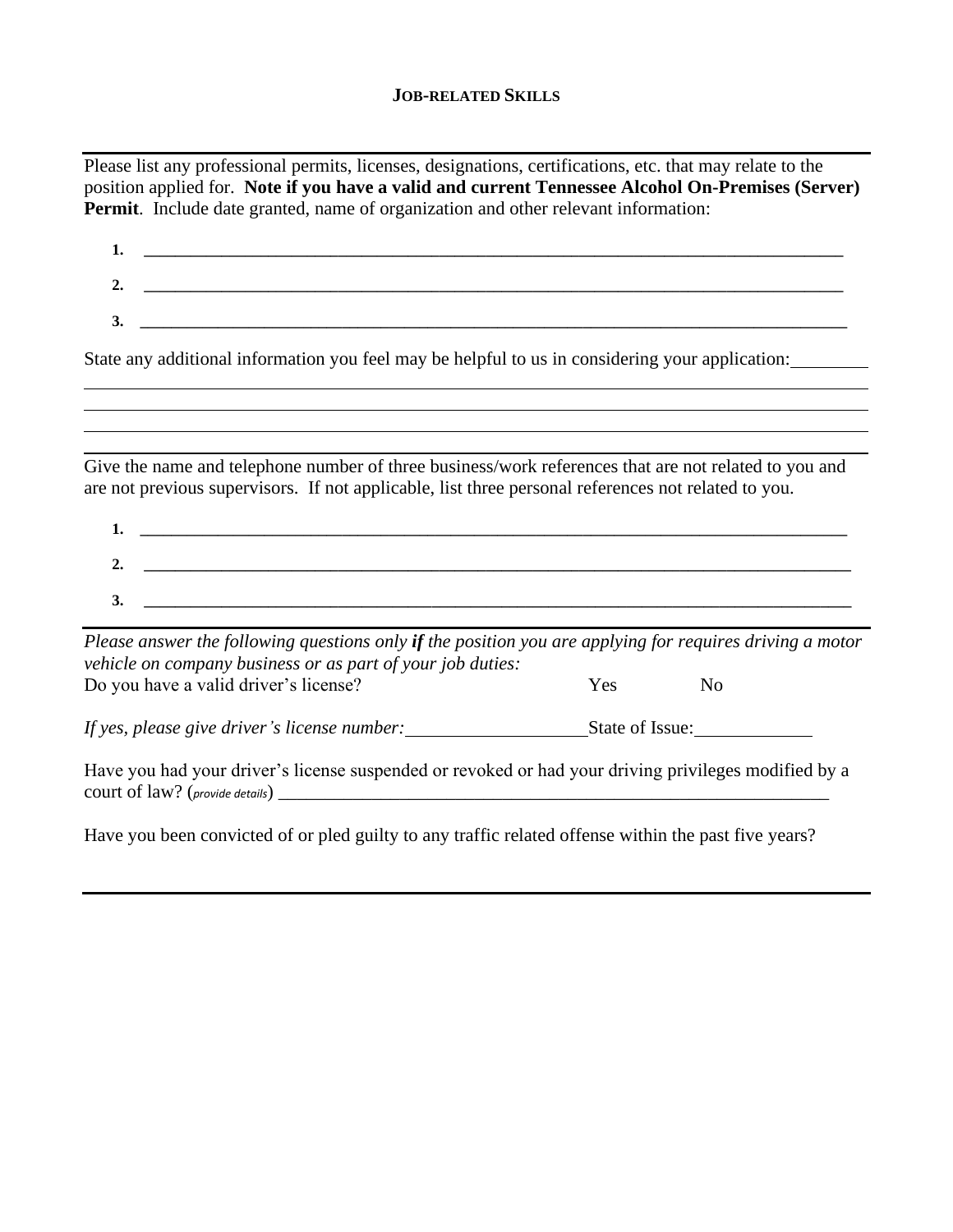### JOB-RELATED SKILLS

Please list any professional permits, licenses, designations, certifications, etc. that may relate to the position applied for. **Note if you have a valid and current Tennessee Alcohol On-Premises (Server) Permit**. Include date granted, name of organization and other relevant information:

1. ______________________________________________________________________________
2. ______________________________________________________________________________
3. ______________________________________________________________________________

State any additional information you feel may be helpful to us in considering your application: ________

______________________________________________________________________________

______________________________________________________________________________

______________________________________________________________________________

Give the name and telephone number of three business/work references that are not related to you and are not previous supervisors. If not applicable, list three personal references not related to you.

1. ______________________________________________________________________________
2. ______________________________________________________________________________
3. ______________________________________________________________________________

*Please answer the following questions only **if** the position you are applying for requires driving a motor vehicle on company business or as part of your job duties:*

Do you have a valid driver's license? Yes No

*If yes, please give driver's license number:* ____________________ State of Issue: ____________

Have you had your driver's license suspended or revoked or had your driving privileges modified by a court of law? (*provide details*) ________________________________________________________________

Have you been convicted of or pled guilty to any traffic related offense within the past five years?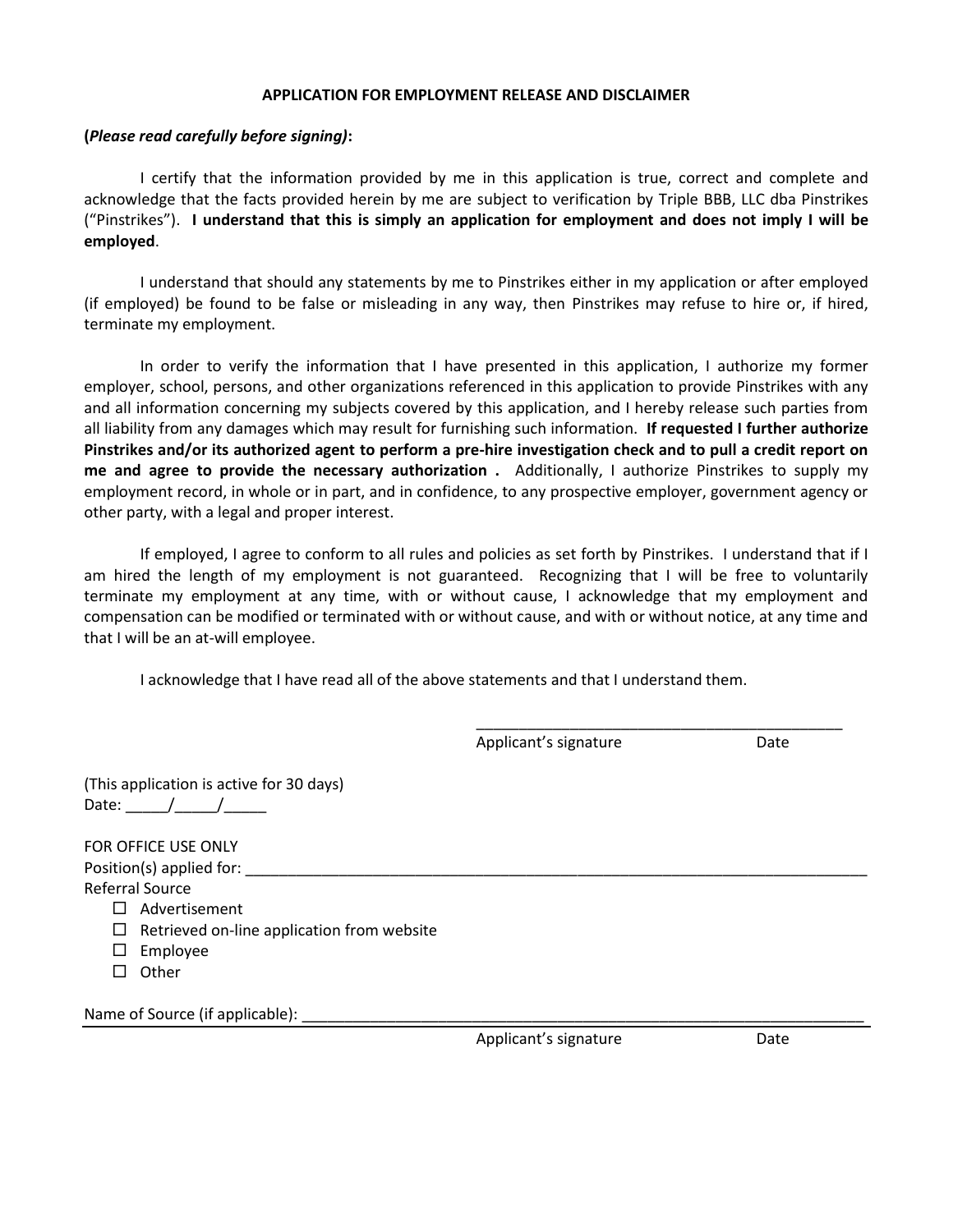# APPLICATION FOR EMPLOYMENT RELEASE AND DISCLAIMER

**(*Please read carefully before signing)*:**

I certify that the information provided by me in this application is true, correct and complete and acknowledge that the facts provided herein by me are subject to verification by Triple BBB, LLC dba Pinstrikes ("Pinstrikes"). **I understand that this is simply an application for employment and does not imply I will be employed**.

I understand that should any statements by me to Pinstrikes either in my application or after employed (if employed) be found to be false or misleading in any way, then Pinstrikes may refuse to hire or, if hired, terminate my employment.

In order to verify the information that I have presented in this application, I authorize my former employer, school, persons, and other organizations referenced in this application to provide Pinstrikes with any and all information concerning my subjects covered by this application, and I hereby release such parties from all liability from any damages which may result for furnishing such information. **If requested I further authorize Pinstrikes and/or its authorized agent to perform a pre-hire investigation check and to pull a credit report on me and agree to provide the necessary authorization .** Additionally, I authorize Pinstrikes to supply my employment record, in whole or in part, and in confidence, to any prospective employer, government agency or other party, with a legal and proper interest.

If employed, I agree to conform to all rules and policies as set forth by Pinstrikes. I understand that if I am hired the length of my employment is not guaranteed. Recognizing that I will be free to voluntarily terminate my employment at any time, with or without cause, I acknowledge that my employment and compensation can be modified or terminated with or without cause, and with or without notice, at any time and that I will be an at-will employee.

I acknowledge that I have read all of the above statements and that I understand them.

\_\_\_\_\_\_\_\_\_\_\_\_\_\_\_\_\_\_\_\_\_\_\_\_\_\_\_\_\_\_\_\_\_\_\_\_\_\_\_\_\_\_\_\_
Applicant's signature Date

(This application is active for 30 days)
Date: \_\_\_\_\_/\_\_\_\_\_/\_\_\_\_\_

FOR OFFICE USE ONLY
Position(s) applied for: \_\_\_\_\_\_\_\_\_\_\_\_\_\_\_\_\_\_\_\_\_\_\_\_\_\_\_\_\_\_\_\_\_\_\_\_\_\_\_\_\_\_\_\_\_\_\_\_\_\_\_\_\_\_\_\_\_\_\_\_\_\_\_\_\_\_\_\_\_\_\_\_\_\_
Referral Source

- ☐ Advertisement
- ☐ Retrieved on-line application from website
- ☐ Employee
- ☐ Other

Name of Source (if applicable): \_\_\_\_\_\_\_\_\_\_\_\_\_\_\_\_\_\_\_\_\_\_\_\_\_\_\_\_\_\_\_\_\_\_\_\_\_\_\_\_\_\_\_\_\_\_\_\_\_\_\_\_\_\_\_\_\_\_\_\_\_\_\_\_\_\_\_\_
Applicant's signature Date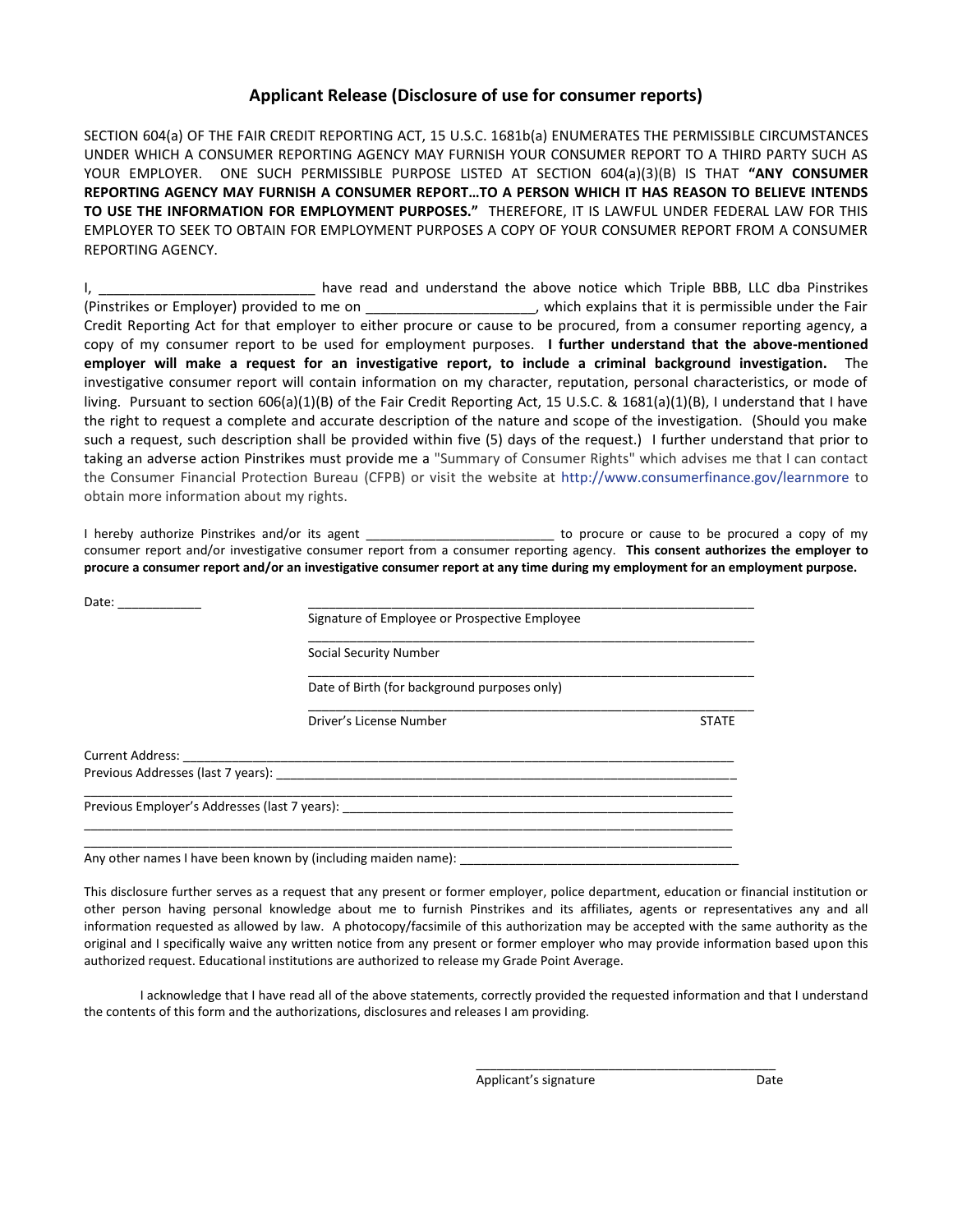# Applicant Release (Disclosure of use for consumer reports)

SECTION 604(a) OF THE FAIR CREDIT REPORTING ACT, 15 U.S.C. 1681b(a) ENUMERATES THE PERMISSIBLE CIRCUMSTANCES UNDER WHICH A CONSUMER REPORTING AGENCY MAY FURNISH YOUR CONSUMER REPORT TO A THIRD PARTY SUCH AS YOUR EMPLOYER. ONE SUCH PERMISSIBLE PURPOSE LISTED AT SECTION 604(a)(3)(B) IS THAT **"ANY CONSUMER REPORTING AGENCY MAY FURNISH A CONSUMER REPORT…TO A PERSON WHICH IT HAS REASON TO BELIEVE INTENDS TO USE THE INFORMATION FOR EMPLOYMENT PURPOSES."** THEREFORE, IT IS LAWFUL UNDER FEDERAL LAW FOR THIS EMPLOYER TO SEEK TO OBTAIN FOR EMPLOYMENT PURPOSES A COPY OF YOUR CONSUMER REPORT FROM A CONSUMER REPORTING AGENCY.

I, ____________________________ have read and understand the above notice which Triple BBB, LLC dba Pinstrikes (Pinstrikes or Employer) provided to me on ______________________, which explains that it is permissible under the Fair Credit Reporting Act for that employer to either procure or cause to be procured, from a consumer reporting agency, a copy of my consumer report to be used for employment purposes. **I further understand that the above-mentioned employer will make a request for an investigative report, to include a criminal background investigation.** The investigative consumer report will contain information on my character, reputation, personal characteristics, or mode of living. Pursuant to section 606(a)(1)(B) of the Fair Credit Reporting Act, 15 U.S.C. & 1681(a)(1)(B), I understand that I have the right to request a complete and accurate description of the nature and scope of the investigation. (Should you make such a request, such description shall be provided within five (5) days of the request.) I further understand that prior to taking an adverse action Pinstrikes must provide me a "Summary of Consumer Rights" which advises me that I can contact the Consumer Financial Protection Bureau (CFPB) or visit the website at http://www.consumerfinance.gov/learnmore to obtain more information about my rights.

I hereby authorize Pinstrikes and/or its agent ___________________________ to procure or cause to be procured a copy of my consumer report and/or investigative consumer report from a consumer reporting agency. **This consent authorizes the employer to procure a consumer report and/or an investigative consumer report at any time during my employment for an employment purpose.**

Date: ____________

_________________________________________________
Signature of Employee or Prospective Employee

_________________________________________________
Social Security Number

_________________________________________________
Date of Birth (for background purposes only)

_________________________________________________
Driver's License Number STATE

Current Address: ______________________________________________________________________

Previous Addresses (last 7 years): _______________________________________________________

__________________________________________________________________________________

Previous Employer's Addresses (last 7 years): _____________________________________________

__________________________________________________________________________________

__________________________________________________________________________________

Any other names I have been known by (including maiden name): ____________________________

This disclosure further serves as a request that any present or former employer, police department, education or financial institution or other person having personal knowledge about me to furnish Pinstrikes and its affiliates, agents or representatives any and all information requested as allowed by law. A photocopy/facsimile of this authorization may be accepted with the same authority as the original and I specifically waive any written notice from any present or former employer who may provide information based upon this authorized request. Educational institutions are authorized to release my Grade Point Average.

I acknowledge that I have read all of the above statements, correctly provided the requested information and that I understand the contents of this form and the authorizations, disclosures and releases I am providing.

_____________________________________________
Applicant's signature Date